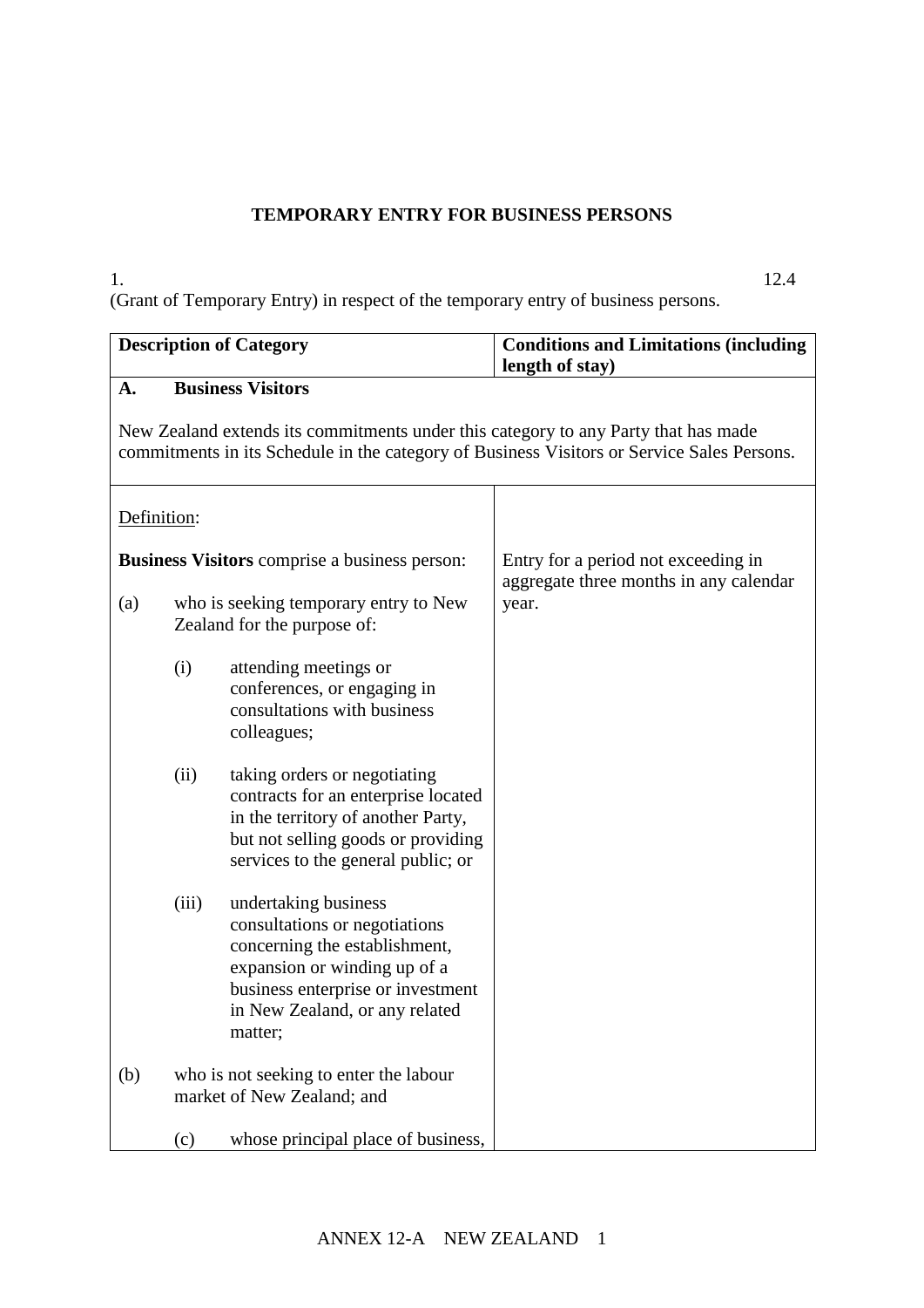# TEMPORARY ENTRY FOR BUSINESS PERSONS

1. 12.4 (Grant of Temporary Entry) in respect of the temporary entry of business persons.

| Description of Category | Conditions and Limitations (including length of stay) |
|---|---|
| **A. Business Visitors**<br><br>New Zealand extends its commitments under this category to any Party that has made commitments in its Schedule in the category of Business Visitors or Service Sales Persons. | |
| Definition:<br><br>**Business Visitors** comprise a business person:<br><br>(a) who is seeking temporary entry to New Zealand for the purpose of:<br><br>(i) attending meetings or conferences, or engaging in consultations with business colleagues;<br><br>(ii) taking orders or negotiating contracts for an enterprise located in the territory of another Party, but not selling goods or providing services to the general public; or<br><br>(iii) undertaking business consultations or negotiations concerning the establishment, expansion or winding up of a business enterprise or investment in New Zealand, or any related matter;<br><br>(b) who is not seeking to enter the labour market of New Zealand; and<br><br>(c) whose principal place of business, | Entry for a period not exceeding in aggregate three months in any calendar year. |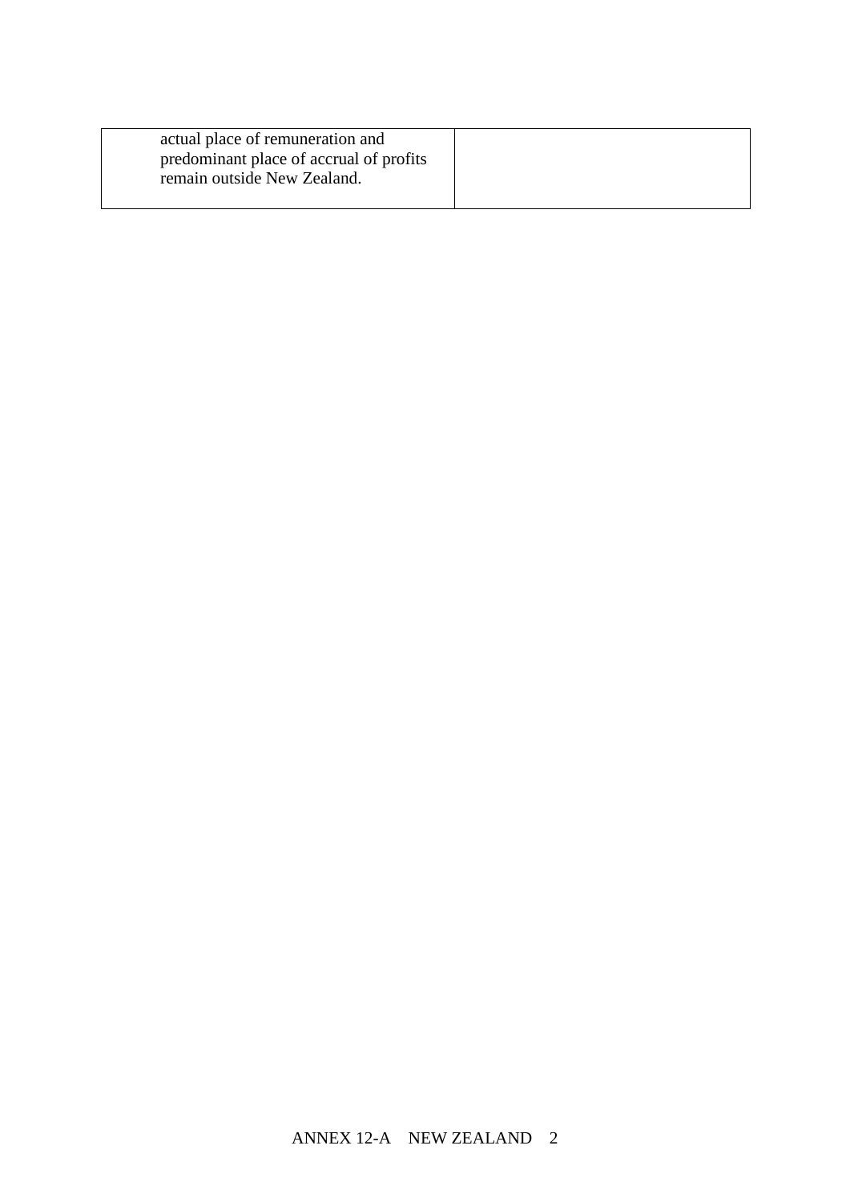| | |
|---|---|
| actual place of remuneration and predominant place of accrual of profits remain outside New Zealand. | |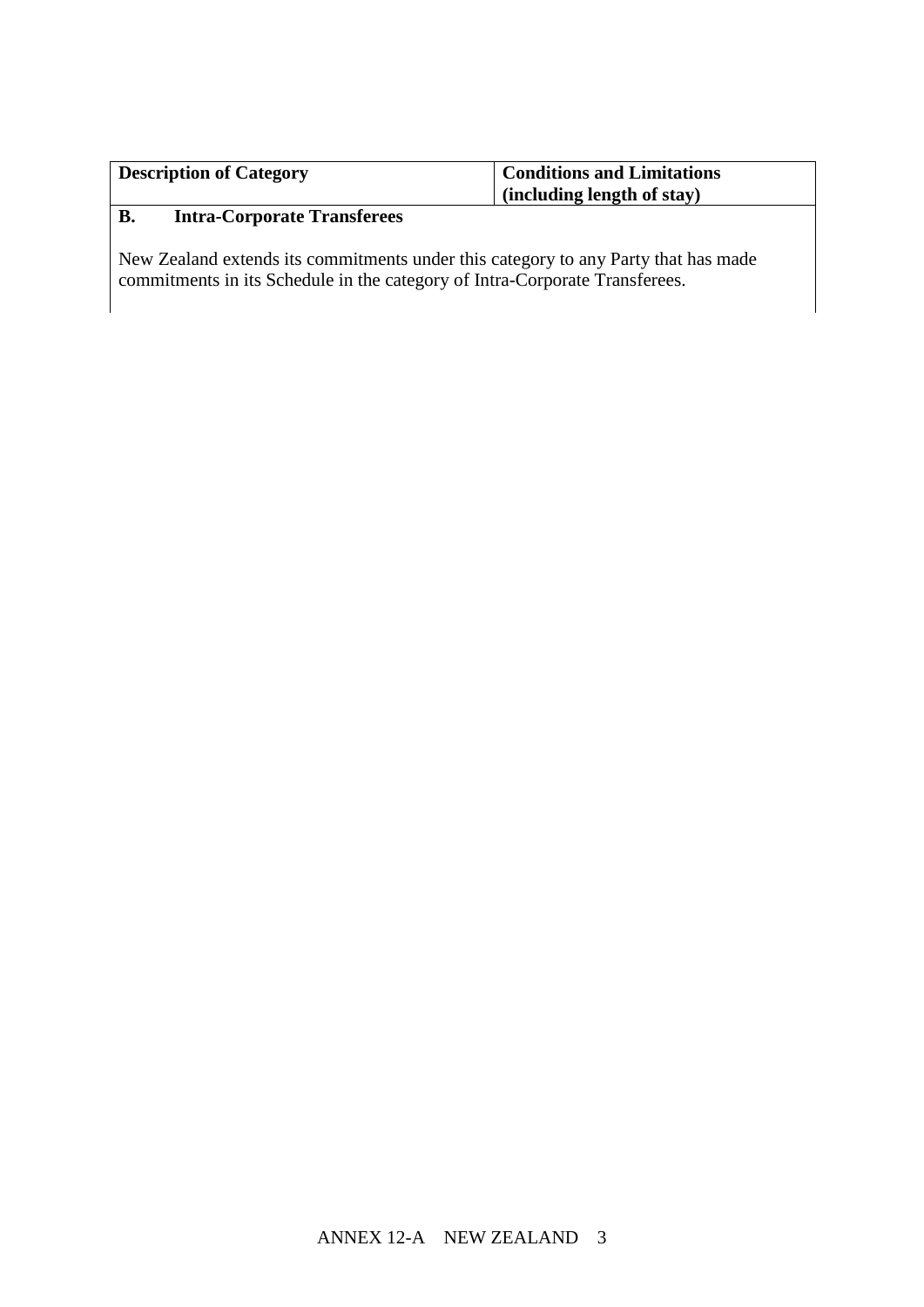| Description of Category | Conditions and Limitations (including length of stay) |
| --- | --- |
| **B. Intra-Corporate Transferees** | |
| New Zealand extends its commitments under this category to any Party that has made commitments in its Schedule in the category of Intra-Corporate Transferees. | |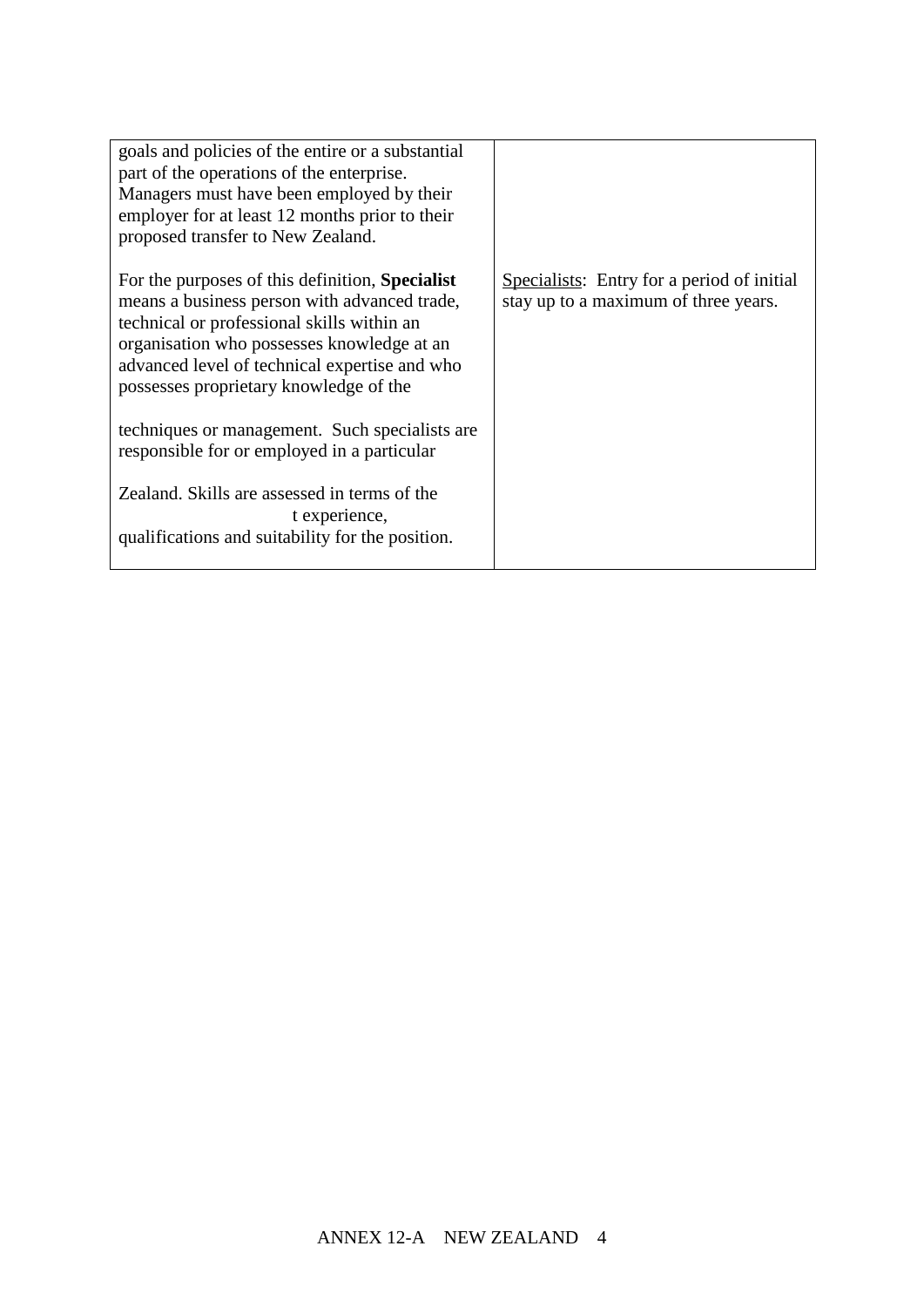| | |
|---|---|
| goals and policies of the entire or a substantial part of the operations of the enterprise. Managers must have been employed by their employer for at least 12 months prior to their proposed transfer to New Zealand.<br><br>For the purposes of this definition, **Specialist** means a business person with advanced trade, technical or professional skills within an organisation who possesses knowledge at an advanced level of technical expertise and who possesses proprietary knowledge of the<br><br>techniques or management. Such specialists are responsible for or employed in a particular<br><br>Zealand. Skills are assessed in terms of the t experience, qualifications and suitability for the position. | <u>Specialists</u>: Entry for a period of initial stay up to a maximum of three years. |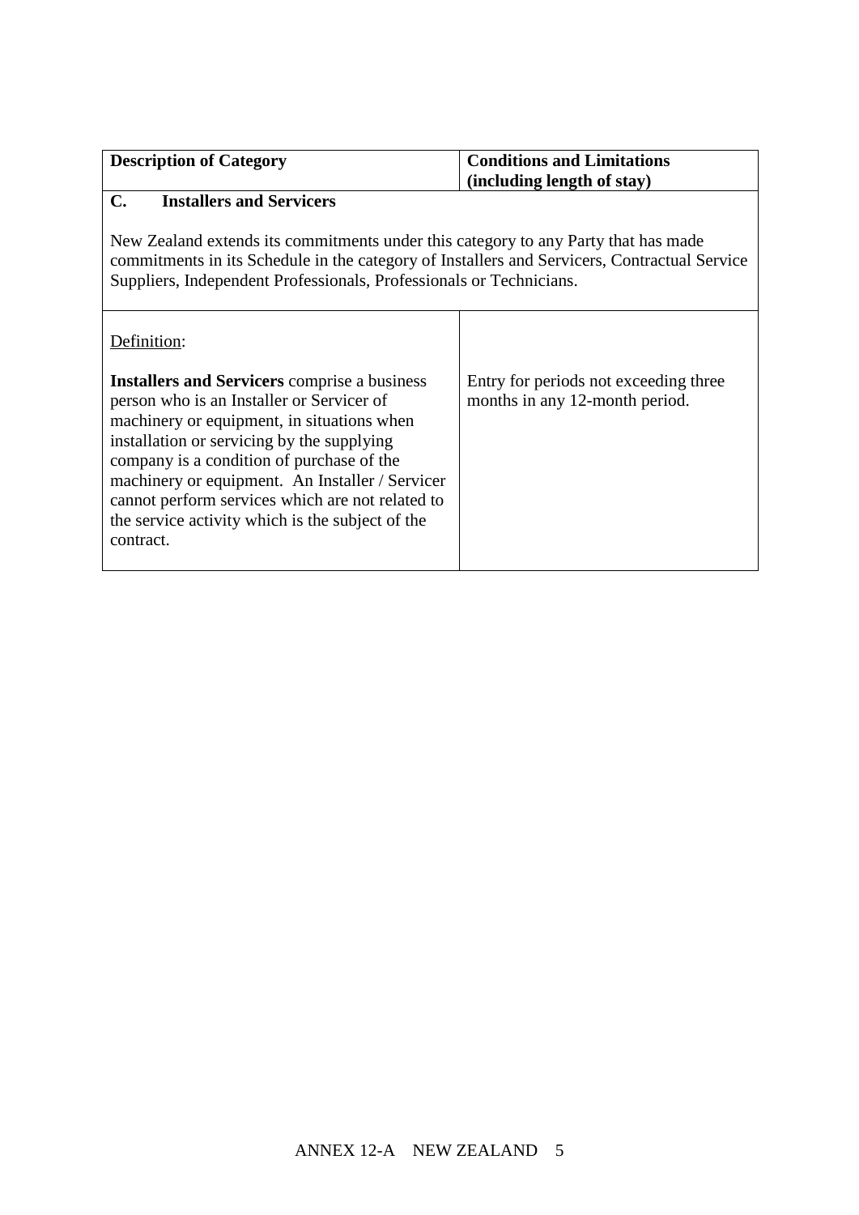| Description of Category | Conditions and Limitations (including length of stay) |
|---|---|
| **C. Installers and Servicers**<br><br>New Zealand extends its commitments under this category to any Party that has made commitments in its Schedule in the category of Installers and Servicers, Contractual Service Suppliers, Independent Professionals, Professionals or Technicians. | |
| Definition:<br><br>**Installers and Servicers** comprise a business person who is an Installer or Servicer of machinery or equipment, in situations when installation or servicing by the supplying company is a condition of purchase of the machinery or equipment. An Installer / Servicer cannot perform services which are not related to the service activity which is the subject of the contract. | Entry for periods not exceeding three months in any 12-month period. |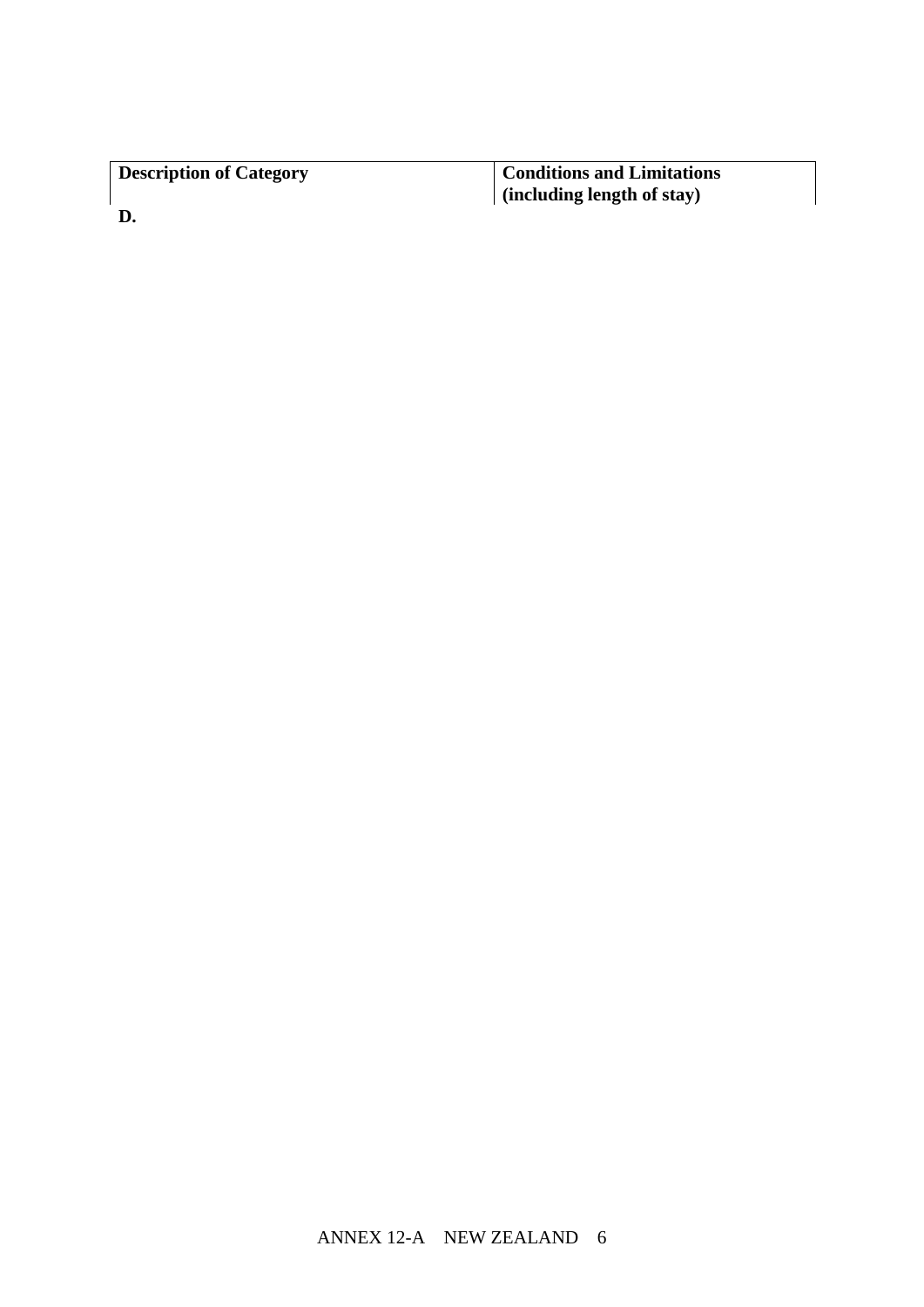| Description of Category | Conditions and Limitations (including length of stay) |
| --- | --- |

**D.**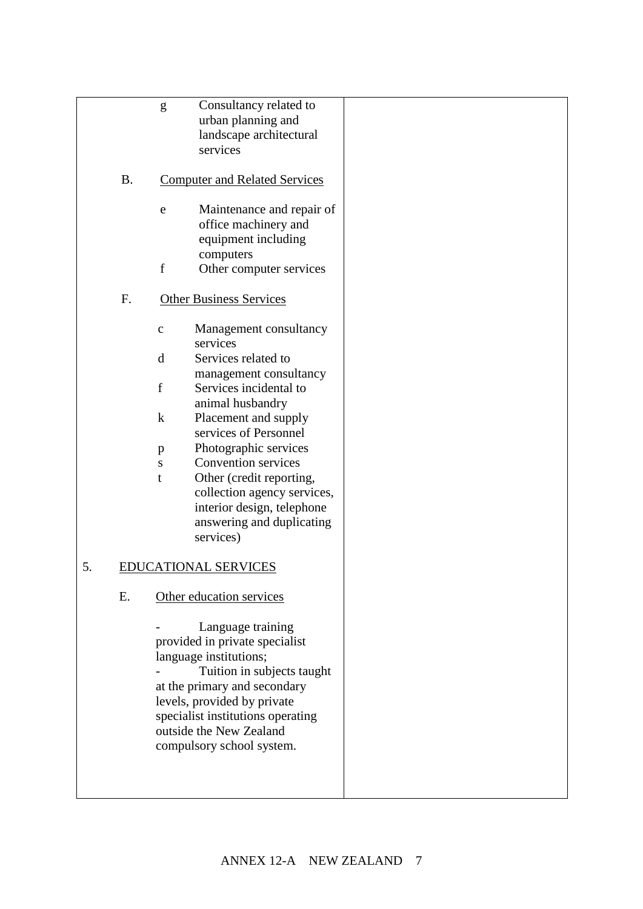| | |
|---|---|
| g Consultancy related to urban planning and landscape architectural services<br><br>B. Computer and Related Services<br><br>e Maintenance and repair of office machinery and equipment including computers<br>f Other computer services<br><br>F. Other Business Services<br><br>c Management consultancy services<br>d Services related to management consultancy<br>f Services incidental to animal husbandry<br>k Placement and supply services of Personnel<br>p Photographic services<br>s Convention services<br>t Other (credit reporting, collection agency services, interior design, telephone answering and duplicating services)<br><br>5. EDUCATIONAL SERVICES<br><br>E. Other education services<br><br>- Language training provided in private specialist language institutions;<br>- Tuition in subjects taught at the primary and secondary levels, provided by private specialist institutions operating outside the New Zealand compulsory school system. | |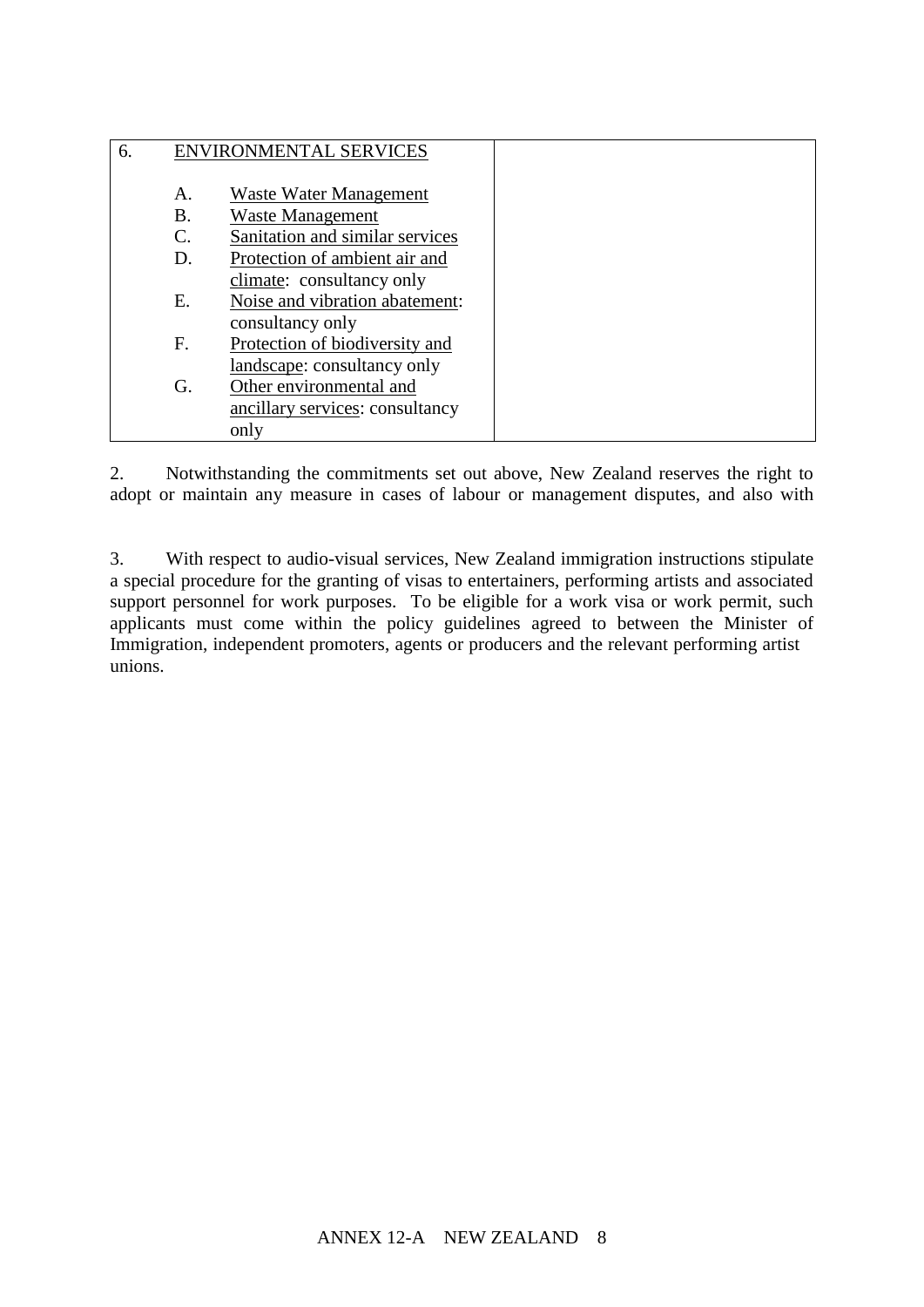| | |
|---|---|
| 6. <u>ENVIRONMENTAL SERVICES</u><br><br>A. <u>Waste Water Management</u><br>B. <u>Waste Management</u><br>C. <u>Sanitation and similar services</u><br>D. <u>Protection of ambient air and climate</u>: consultancy only<br>E. <u>Noise and vibration abatement</u>: consultancy only<br>F. <u>Protection of biodiversity and landscape</u>: consultancy only<br>G. <u>Other environmental and ancillary services</u>: consultancy only | |

2. Notwithstanding the commitments set out above, New Zealand reserves the right to adopt or maintain any measure in cases of labour or management disputes, and also with

3. With respect to audio-visual services, New Zealand immigration instructions stipulate a special procedure for the granting of visas to entertainers, performing artists and associated support personnel for work purposes. To be eligible for a work visa or work permit, such applicants must come within the policy guidelines agreed to between the Minister of Immigration, independent promoters, agents or producers and the relevant performing artist unions.